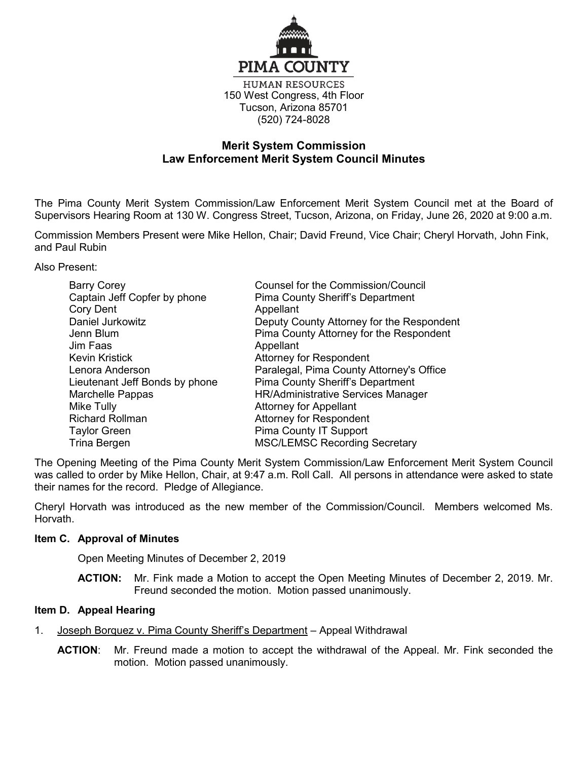PIMA COUNTY

HUMAN RESOURCES
150 West Congress, 4th Floor
Tucson, Arizona 85701
(520) 724-8028

## Merit System Commission
## Law Enforcement Merit System Council Minutes

The Pima County Merit System Commission/Law Enforcement Merit System Council met at the Board of Supervisors Hearing Room at 130 W. Congress Street, Tucson, Arizona, on Friday, June 26, 2020 at 9:00 a.m.

Commission Members Present were Mike Hellon, Chair; David Freund, Vice Chair; Cheryl Horvath, John Fink, and Paul Rubin

Also Present:

| | |
|---|---|
| Barry Corey | Counsel for the Commission/Council |
| Captain Jeff Copfer by phone | Pima County Sheriff's Department |
| Cory Dent | Appellant |
| Daniel Jurkowitz | Deputy County Attorney for the Respondent |
| Jenn Blum | Pima County Attorney for the Respondent |
| Jim Faas | Appellant |
| Kevin Kristick | Attorney for Respondent |
| Lenora Anderson | Paralegal, Pima County Attorney's Office |
| Lieutenant Jeff Bonds by phone | Pima County Sheriff's Department |
| Marchelle Pappas | HR/Administrative Services Manager |
| Mike Tully | Attorney for Appellant |
| Richard Rollman | Attorney for Respondent |
| Taylor Green | Pima County IT Support |
| Trina Bergen | MSC/LEMSC Recording Secretary |

The Opening Meeting of the Pima County Merit System Commission/Law Enforcement Merit System Council was called to order by Mike Hellon, Chair, at 9:47 a.m. Roll Call. All persons in attendance were asked to state their names for the record. Pledge of Allegiance.

Cheryl Horvath was introduced as the new member of the Commission/Council. Members welcomed Ms. Horvath.

### Item C. Approval of Minutes

Open Meeting Minutes of December 2, 2019

**ACTION:** Mr. Fink made a Motion to accept the Open Meeting Minutes of December 2, 2019. Mr. Freund seconded the motion. Motion passed unanimously.

### Item D. Appeal Hearing

1. Joseph Borquez v. Pima County Sheriff's Department – Appeal Withdrawal

   **ACTION**: Mr. Freund made a motion to accept the withdrawal of the Appeal. Mr. Fink seconded the motion. Motion passed unanimously.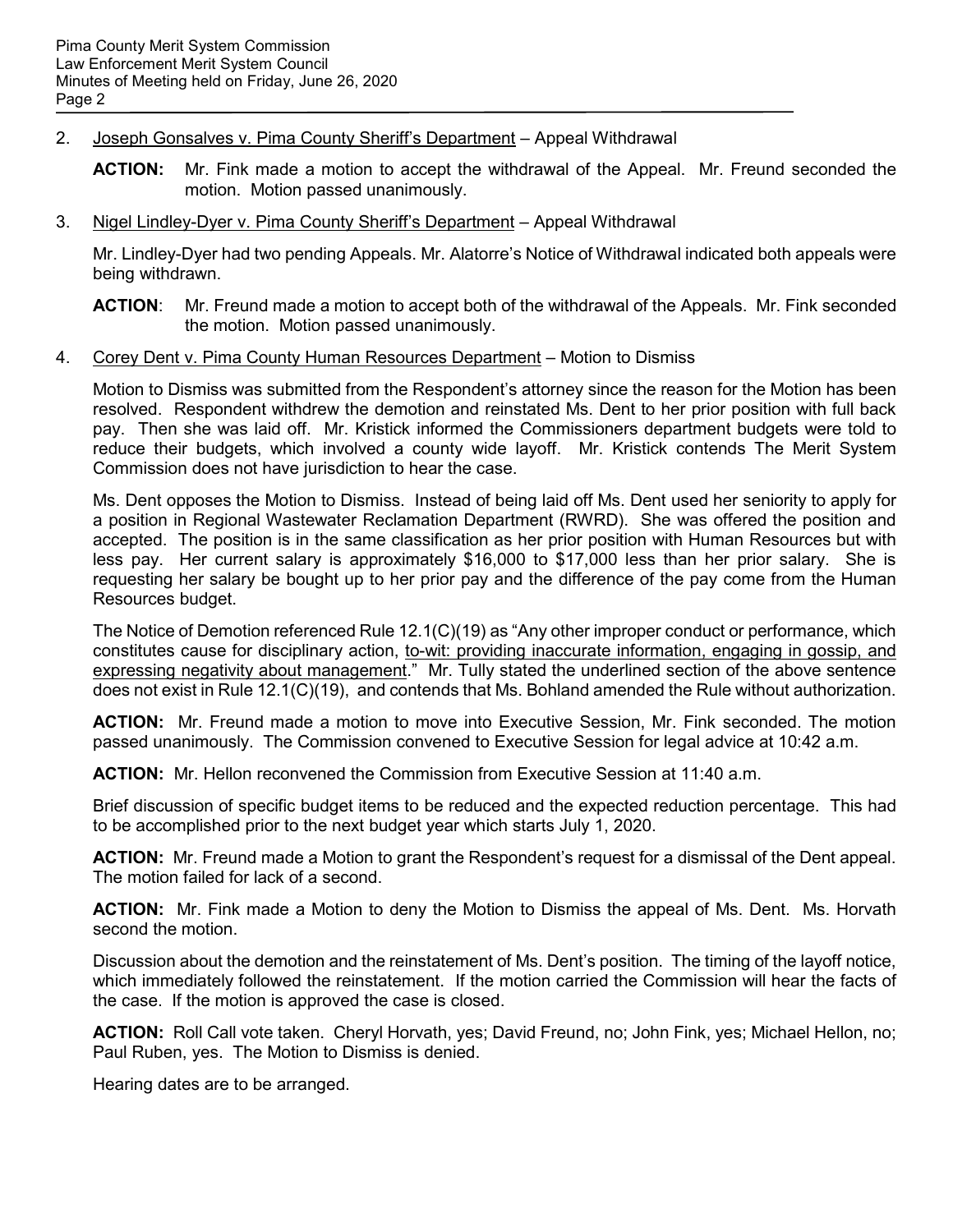2. <u>Joseph Gonsalves v. Pima County Sheriff's Department</u> – Appeal Withdrawal

   **ACTION:** Mr. Fink made a motion to accept the withdrawal of the Appeal. Mr. Freund seconded the motion. Motion passed unanimously.

3. <u>Nigel Lindley-Dyer v. Pima County Sheriff's Department</u> – Appeal Withdrawal

   Mr. Lindley-Dyer had two pending Appeals. Mr. Alatorre's Notice of Withdrawal indicated both appeals were being withdrawn.

   **ACTION**: Mr. Freund made a motion to accept both of the withdrawal of the Appeals. Mr. Fink seconded the motion. Motion passed unanimously.

4. <u>Corey Dent v. Pima County Human Resources Department</u> – Motion to Dismiss

   Motion to Dismiss was submitted from the Respondent's attorney since the reason for the Motion has been resolved. Respondent withdrew the demotion and reinstated Ms. Dent to her prior position with full back pay. Then she was laid off. Mr. Kristick informed the Commissioners department budgets were told to reduce their budgets, which involved a county wide layoff. Mr. Kristick contends The Merit System Commission does not have jurisdiction to hear the case.

   Ms. Dent opposes the Motion to Dismiss. Instead of being laid off Ms. Dent used her seniority to apply for a position in Regional Wastewater Reclamation Department (RWRD). She was offered the position and accepted. The position is in the same classification as her prior position with Human Resources but with less pay. Her current salary is approximately $16,000 to $17,000 less than her prior salary. She is requesting her salary be bought up to her prior pay and the difference of the pay come from the Human Resources budget.

   The Notice of Demotion referenced Rule 12.1(C)(19) as "Any other improper conduct or performance, which constitutes cause for disciplinary action, <u>to-wit: providing inaccurate information, engaging in gossip, and expressing negativity about management</u>." Mr. Tully stated the underlined section of the above sentence does not exist in Rule 12.1(C)(19), and contends that Ms. Bohland amended the Rule without authorization.

   **ACTION:** Mr. Freund made a motion to move into Executive Session, Mr. Fink seconded. The motion passed unanimously. The Commission convened to Executive Session for legal advice at 10:42 a.m.

   **ACTION:** Mr. Hellon reconvened the Commission from Executive Session at 11:40 a.m.

   Brief discussion of specific budget items to be reduced and the expected reduction percentage. This had to be accomplished prior to the next budget year which starts July 1, 2020.

   **ACTION:** Mr. Freund made a Motion to grant the Respondent's request for a dismissal of the Dent appeal. The motion failed for lack of a second.

   **ACTION:** Mr. Fink made a Motion to deny the Motion to Dismiss the appeal of Ms. Dent. Ms. Horvath second the motion.

   Discussion about the demotion and the reinstatement of Ms. Dent's position. The timing of the layoff notice, which immediately followed the reinstatement. If the motion carried the Commission will hear the facts of the case. If the motion is approved the case is closed.

   **ACTION:** Roll Call vote taken. Cheryl Horvath, yes; David Freund, no; John Fink, yes; Michael Hellon, no; Paul Ruben, yes. The Motion to Dismiss is denied.

   Hearing dates are to be arranged.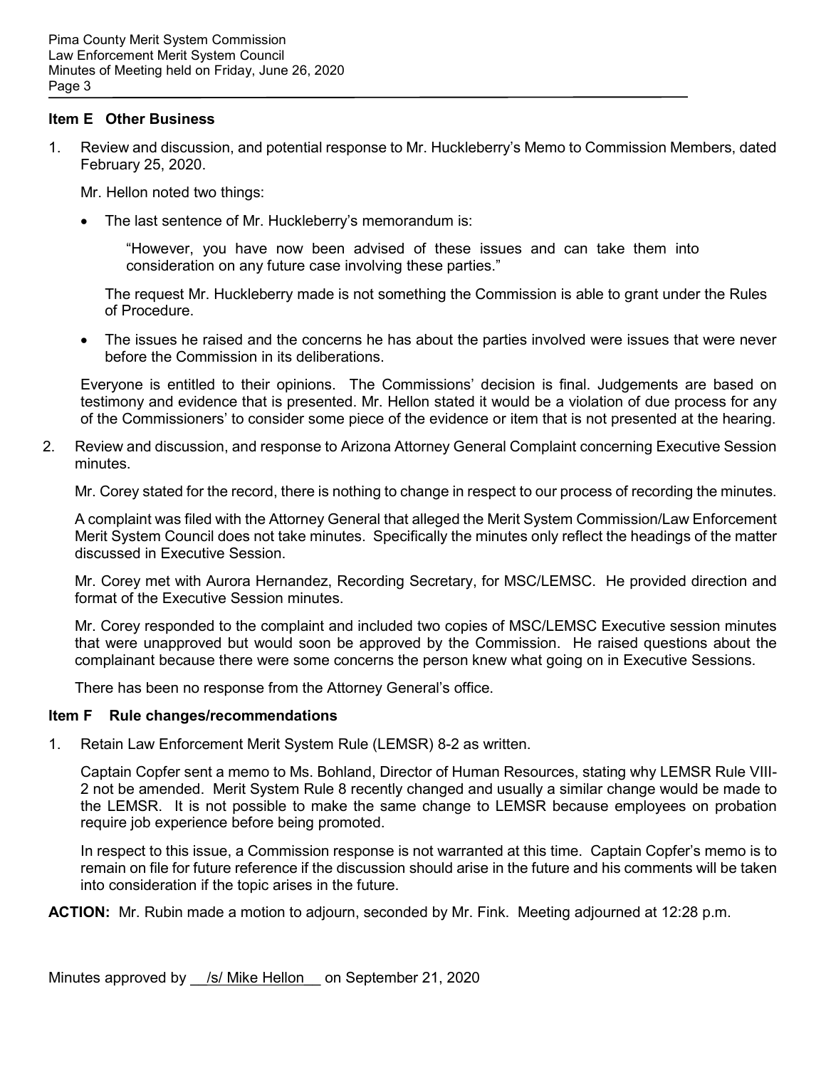### Item E Other Business

1. Review and discussion, and potential response to Mr. Huckleberry's Memo to Commission Members, dated February 25, 2020.

   Mr. Hellon noted two things:

   - The last sentence of Mr. Huckleberry's memorandum is:

     > "However, you have now been advised of these issues and can take them into consideration on any future case involving these parties."

     The request Mr. Huckleberry made is not something the Commission is able to grant under the Rules of Procedure.

   - The issues he raised and the concerns he has about the parties involved were issues that were never before the Commission in its deliberations.

   Everyone is entitled to their opinions. The Commissions' decision is final. Judgements are based on testimony and evidence that is presented. Mr. Hellon stated it would be a violation of due process for any of the Commissioners' to consider some piece of the evidence or item that is not presented at the hearing.

2. Review and discussion, and response to Arizona Attorney General Complaint concerning Executive Session minutes.

   Mr. Corey stated for the record, there is nothing to change in respect to our process of recording the minutes.

   A complaint was filed with the Attorney General that alleged the Merit System Commission/Law Enforcement Merit System Council does not take minutes. Specifically the minutes only reflect the headings of the matter discussed in Executive Session.

   Mr. Corey met with Aurora Hernandez, Recording Secretary, for MSC/LEMSC. He provided direction and format of the Executive Session minutes.

   Mr. Corey responded to the complaint and included two copies of MSC/LEMSC Executive session minutes that were unapproved but would soon be approved by the Commission. He raised questions about the complainant because there were some concerns the person knew what going on in Executive Sessions.

   There has been no response from the Attorney General's office.

### Item F Rule changes/recommendations

1. Retain Law Enforcement Merit System Rule (LEMSR) 8-2 as written.

   Captain Copfer sent a memo to Ms. Bohland, Director of Human Resources, stating why LEMSR Rule VIII-2 not be amended. Merit System Rule 8 recently changed and usually a similar change would be made to the LEMSR. It is not possible to make the same change to LEMSR because employees on probation require job experience before being promoted.

   In respect to this issue, a Commission response is not warranted at this time. Captain Copfer's memo is to remain on file for future reference if the discussion should arise in the future and his comments will be taken into consideration if the topic arises in the future.

**ACTION:** Mr. Rubin made a motion to adjourn, seconded by Mr. Fink. Meeting adjourned at 12:28 p.m.

Minutes approved by /s/ Mike Hellon on September 21, 2020